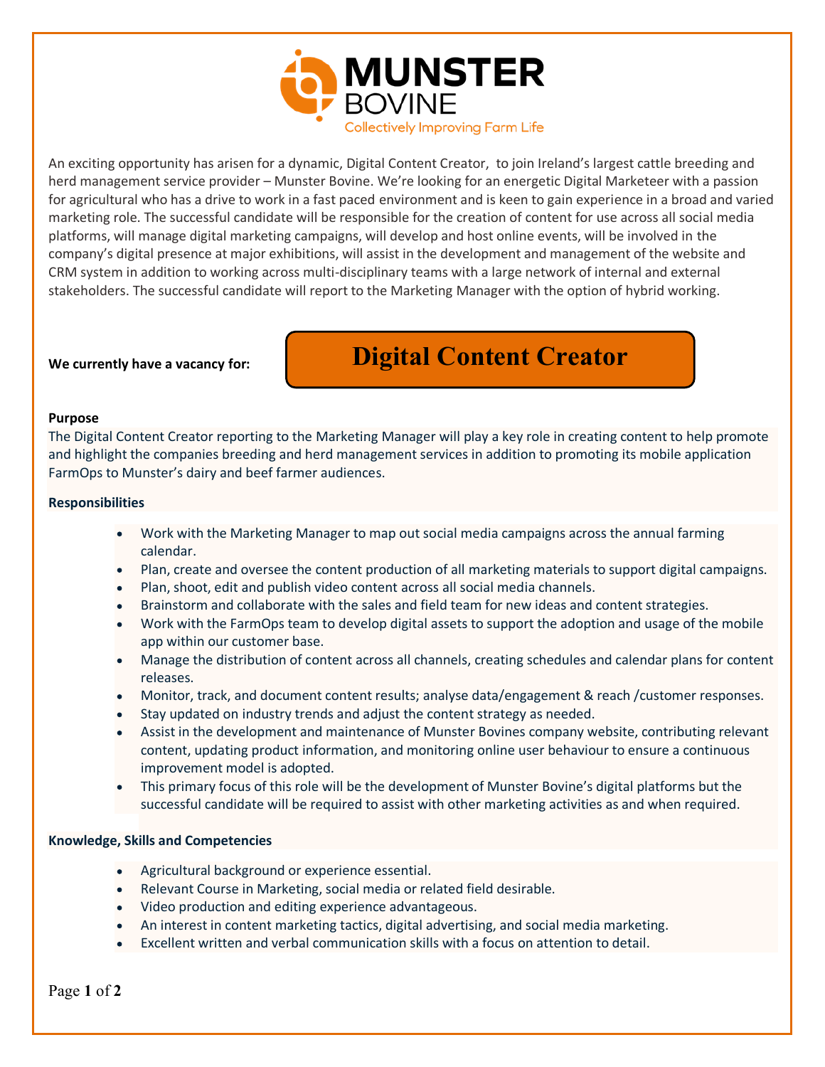# MUNSTER BOVINE

Collectively Improving Farm Life

An exciting opportunity has arisen for a dynamic, Digital Content Creator, to join Ireland's largest cattle breeding and herd management service provider – Munster Bovine. We're looking for an energetic Digital Marketeer with a passion for agricultural who has a drive to work in a fast paced environment and is keen to gain experience in a broad and varied marketing role. The successful candidate will be responsible for the creation of content for use across all social media platforms, will manage digital marketing campaigns, will develop and host online events, will be involved in the company's digital presence at major exhibitions, will assist in the development and management of the website and CRM system in addition to working across multi-disciplinary teams with a large network of internal and external stakeholders. The successful candidate will report to the Marketing Manager with the option of hybrid working.

**We currently have a vacancy for:**

## Digital Content Creator

**Purpose**

The Digital Content Creator reporting to the Marketing Manager will play a key role in creating content to help promote and highlight the companies breeding and herd management services in addition to promoting its mobile application FarmOps to Munster's dairy and beef farmer audiences.

**Responsibilities**

- Work with the Marketing Manager to map out social media campaigns across the annual farming calendar.
- Plan, create and oversee the content production of all marketing materials to support digital campaigns.
- Plan, shoot, edit and publish video content across all social media channels.
- Brainstorm and collaborate with the sales and field team for new ideas and content strategies.
- Work with the FarmOps team to develop digital assets to support the adoption and usage of the mobile app within our customer base.
- Manage the distribution of content across all channels, creating schedules and calendar plans for content releases.
- Monitor, track, and document content results; analyse data/engagement & reach /customer responses.
- Stay updated on industry trends and adjust the content strategy as needed.
- Assist in the development and maintenance of Munster Bovines company website, contributing relevant content, updating product information, and monitoring online user behaviour to ensure a continuous improvement model is adopted.
- This primary focus of this role will be the development of Munster Bovine's digital platforms but the successful candidate will be required to assist with other marketing activities as and when required.

**Knowledge, Skills and Competencies**

- Agricultural background or experience essential.
- Relevant Course in Marketing, social media or related field desirable.
- Video production and editing experience advantageous.
- An interest in content marketing tactics, digital advertising, and social media marketing.
- Excellent written and verbal communication skills with a focus on attention to detail.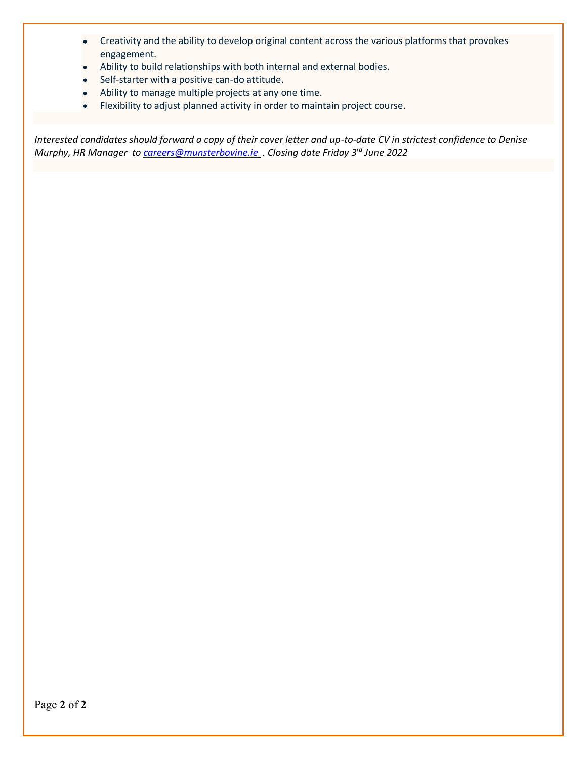- Creativity and the ability to develop original content across the various platforms that provokes engagement.
- Ability to build relationships with both internal and external bodies.
- Self-starter with a positive can-do attitude.
- Ability to manage multiple projects at any one time.
- Flexibility to adjust planned activity in order to maintain project course.

*Interested candidates should forward a copy of their cover letter and up-to-date CV in strictest confidence to Denise Murphy, HR Manager to [careers@munsterbovine.ie](mailto:careers@munsterbovine.ie) . Closing date Friday 3rd June 2022*